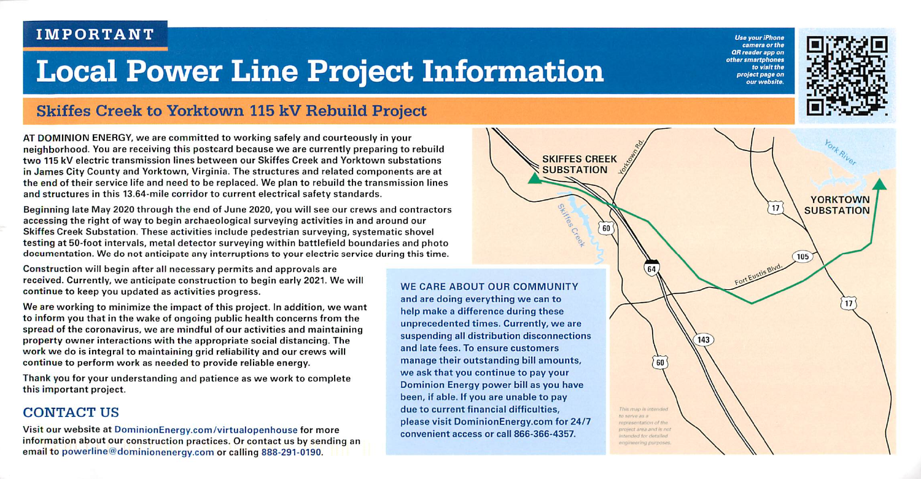**IMPORTANT**

# Local Power Line Project Information

*Use your iPhone camera or the QR reader app on other smartphones to visit the project page on our website.*

## Skiffes Creek to Yorktown 115 kV Rebuild Project

AT DOMINION ENERGY, we are committed to working safely and courteously in your neighborhood. You are receiving this postcard because we are currently preparing to rebuild two 115 kV electric transmission lines between our Skiffes Creek and Yorktown substations in James City County and Yorktown, Virginia. The structures and related components are at the end of their service life and need to be replaced. We plan to rebuild the transmission lines and structures in this 13.64-mile corridor to current electrical safety standards.

Beginning late May 2020 through the end of June 2020, you will see our crews and contractors accessing the right of way to begin archaeological surveying activities in and around our Skiffes Creek Substation. These activities include pedestrian surveying, systematic shovel testing at 50-foot intervals, metal detector surveying within battlefield boundaries and photo documentation. We do not anticipate any interruptions to your electric service during this time.

Construction will begin after all necessary permits and approvals are received. Currently, we anticipate construction to begin early 2021. We will continue to keep you updated as activities progress.

We are working to minimize the impact of this project. In addition, we want to inform you that in the wake of ongoing public health concerns from the spread of the coronavirus, we are mindful of our activities and maintaining property owner interactions with the appropriate social distancing. The work we do is integral to maintaining grid reliability and our crews will continue to perform work as needed to provide reliable energy.

Thank you for your understanding and patience as we work to complete this important project.

## CONTACT US

Visit our website at DominionEnergy.com/virtualopenhouse for more information about our construction practices. Or contact us by sending an email to powerline@dominionenergy.com or calling 888-291-0190.

**WE CARE ABOUT OUR COMMUNITY and are doing everything we can to help make a difference during these unprecedented times. Currently, we are suspending all distribution disconnections and late fees. To ensure customers manage their outstanding bill amounts, we ask that you continue to pay your Dominion Energy power bill as you have been, if able. If you are unable to pay due to current financial difficulties, please visit DominionEnergy.com for 24/7 convenient access or call 866-366-4357.**

SKIFFES CREEK SUBSTATION
YORKTOWN SUBSTATION
Yorktown Rd.
York River
Skiffes Creek
Fort Eustis Blvd.
60
64
17
105
143

*This map is intended to serve as a representation of the project area and is not intended for detailed engineering purposes.*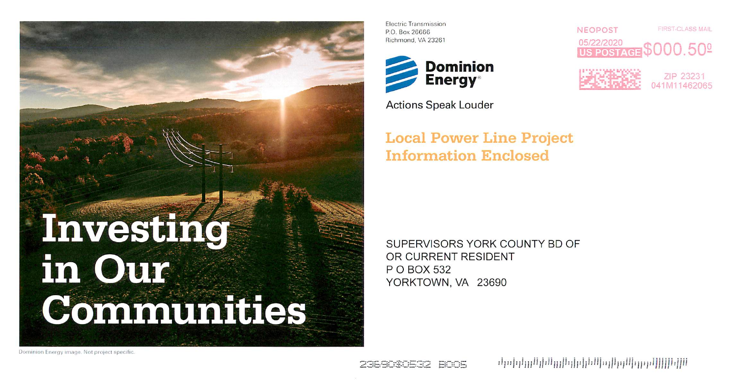# Investing in Our Communities

Dominion Energy image. Not project specific.

Electric Transmission
P.O. Box 26666
Richmond, VA 23261

**Dominion Energy**®

Actions Speak Louder

NEOPOST
05/22/2020
US POSTAGE $000.50º

FIRST-CLASS MAIL

ZIP 23231
041M11462065

## Local Power Line Project Information Enclosed

SUPERVISORS YORK COUNTY BD OF
OR CURRENT RESIDENT
P O BOX 532
YORKTOWN, VA 23690

23690$0532 B005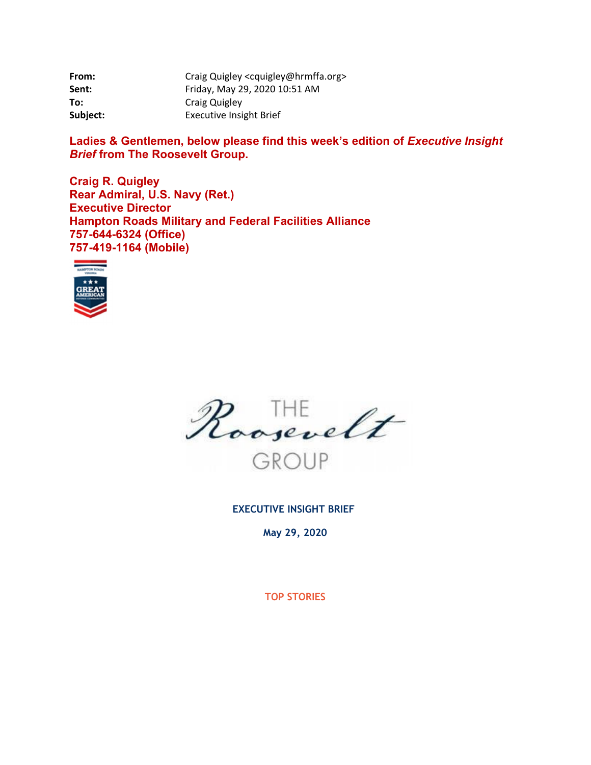**From:** Craig Quigley <cquigley@hrmffa.org>
**Sent:** Friday, May 29, 2020 10:51 AM
**To:** Craig Quigley
**Subject:** Executive Insight Brief

**Ladies & Gentlemen, below please find this week's edition of *Executive Insight Brief* from The Roosevelt Group.**

**Craig R. Quigley**
**Rear Admiral, U.S. Navy (Ret.)**
**Executive Director**
**Hampton Roads Military and Federal Facilities Alliance**
**757-644-6324 (Office)**
**757-419-1164 (Mobile)**

HAMPTON ROADS VIRGINIA
GREAT AMERICAN DEFENSE COMMUNITIES

THE Roosevelt GROUP

**EXECUTIVE INSIGHT BRIEF**

**May 29, 2020**

**TOP STORIES**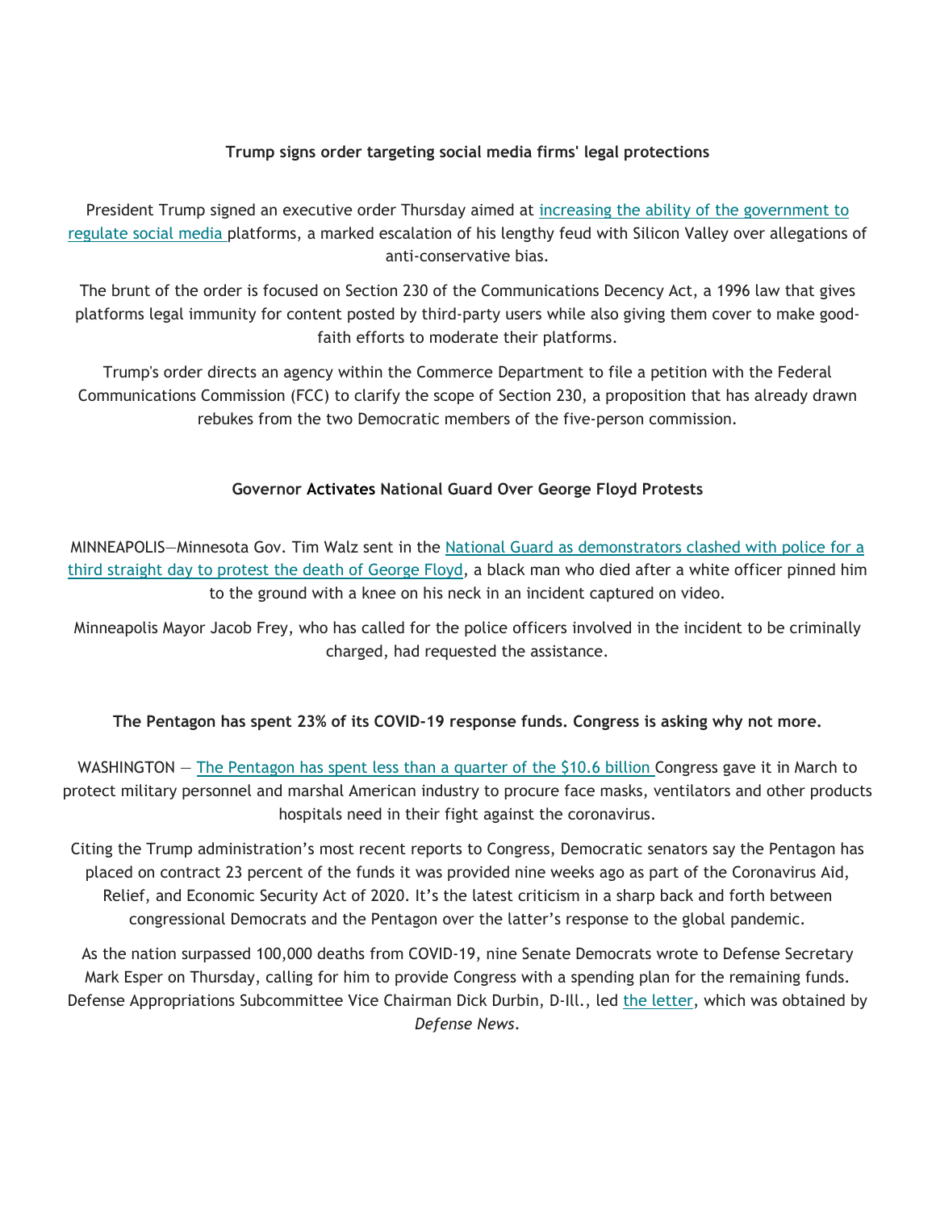**Trump signs order targeting social media firms' legal protections**

President Trump signed an executive order Thursday aimed at increasing the ability of the government to regulate social media platforms, a marked escalation of his lengthy feud with Silicon Valley over allegations of anti-conservative bias.

The brunt of the order is focused on Section 230 of the Communications Decency Act, a 1996 law that gives platforms legal immunity for content posted by third-party users while also giving them cover to make good-faith efforts to moderate their platforms.

Trump's order directs an agency within the Commerce Department to file a petition with the Federal Communications Commission (FCC) to clarify the scope of Section 230, a proposition that has already drawn rebukes from the two Democratic members of the five-person commission.

**Governor Activates National Guard Over George Floyd Protests**

MINNEAPOLIS—Minnesota Gov. Tim Walz sent in the National Guard as demonstrators clashed with police for a third straight day to protest the death of George Floyd, a black man who died after a white officer pinned him to the ground with a knee on his neck in an incident captured on video.

Minneapolis Mayor Jacob Frey, who has called for the police officers involved in the incident to be criminally charged, had requested the assistance.

**The Pentagon has spent 23% of its COVID-19 response funds. Congress is asking why not more.**

WASHINGTON — The Pentagon has spent less than a quarter of the $10.6 billion Congress gave it in March to protect military personnel and marshal American industry to procure face masks, ventilators and other products hospitals need in their fight against the coronavirus.

Citing the Trump administration's most recent reports to Congress, Democratic senators say the Pentagon has placed on contract 23 percent of the funds it was provided nine weeks ago as part of the Coronavirus Aid, Relief, and Economic Security Act of 2020. It's the latest criticism in a sharp back and forth between congressional Democrats and the Pentagon over the latter's response to the global pandemic.

As the nation surpassed 100,000 deaths from COVID-19, nine Senate Democrats wrote to Defense Secretary Mark Esper on Thursday, calling for him to provide Congress with a spending plan for the remaining funds. Defense Appropriations Subcommittee Vice Chairman Dick Durbin, D-Ill., led the letter, which was obtained by *Defense News*.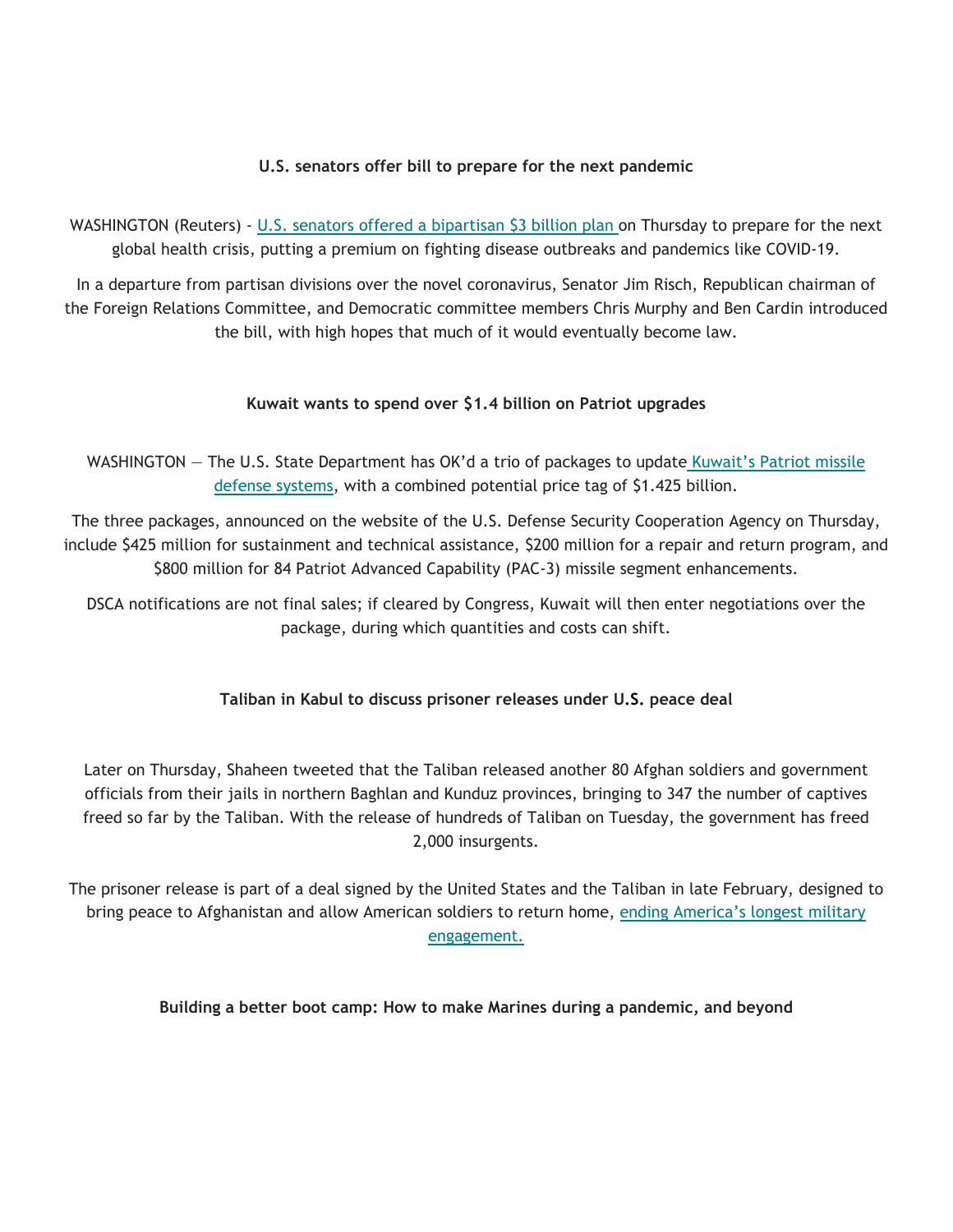**U.S. senators offer bill to prepare for the next pandemic**

WASHINGTON (Reuters) - U.S. senators offered a bipartisan $3 billion plan on Thursday to prepare for the next global health crisis, putting a premium on fighting disease outbreaks and pandemics like COVID-19.

In a departure from partisan divisions over the novel coronavirus, Senator Jim Risch, Republican chairman of the Foreign Relations Committee, and Democratic committee members Chris Murphy and Ben Cardin introduced the bill, with high hopes that much of it would eventually become law.

**Kuwait wants to spend over $1.4 billion on Patriot upgrades**

WASHINGTON — The U.S. State Department has OK'd a trio of packages to update Kuwait's Patriot missile defense systems, with a combined potential price tag of $1.425 billion.

The three packages, announced on the website of the U.S. Defense Security Cooperation Agency on Thursday, include $425 million for sustainment and technical assistance, $200 million for a repair and return program, and $800 million for 84 Patriot Advanced Capability (PAC-3) missile segment enhancements.

DSCA notifications are not final sales; if cleared by Congress, Kuwait will then enter negotiations over the package, during which quantities and costs can shift.

**Taliban in Kabul to discuss prisoner releases under U.S. peace deal**

Later on Thursday, Shaheen tweeted that the Taliban released another 80 Afghan soldiers and government officials from their jails in northern Baghlan and Kunduz provinces, bringing to 347 the number of captives freed so far by the Taliban. With the release of hundreds of Taliban on Tuesday, the government has freed 2,000 insurgents.

The prisoner release is part of a deal signed by the United States and the Taliban in late February, designed to bring peace to Afghanistan and allow American soldiers to return home, ending America's longest military engagement.

**Building a better boot camp: How to make Marines during a pandemic, and beyond**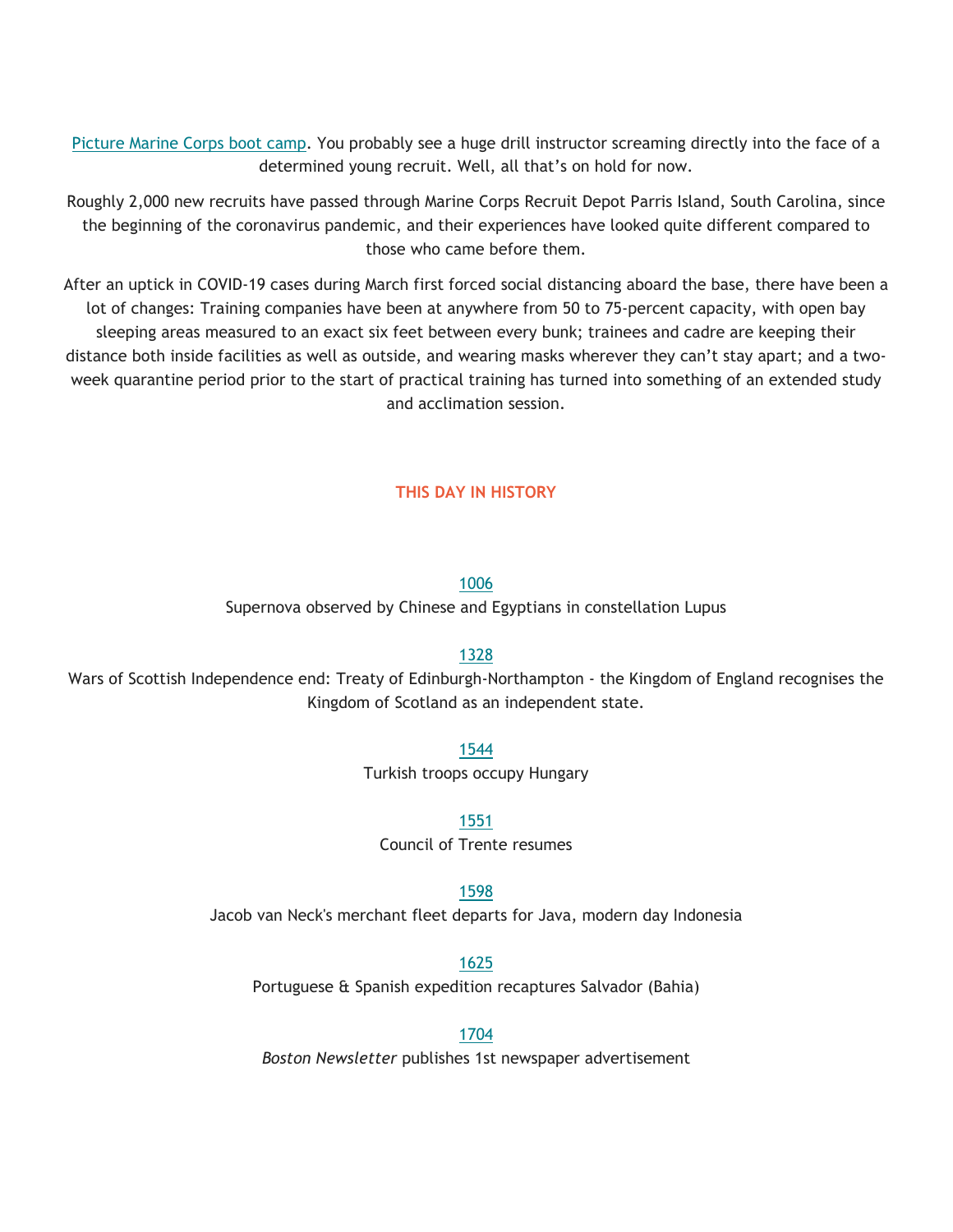[Picture Marine Corps boot camp](). You probably see a huge drill instructor screaming directly into the face of a determined young recruit. Well, all that's on hold for now.

Roughly 2,000 new recruits have passed through Marine Corps Recruit Depot Parris Island, South Carolina, since the beginning of the coronavirus pandemic, and their experiences have looked quite different compared to those who came before them.

After an uptick in COVID-19 cases during March first forced social distancing aboard the base, there have been a lot of changes: Training companies have been at anywhere from 50 to 75-percent capacity, with open bay sleeping areas measured to an exact six feet between every bunk; trainees and cadre are keeping their distance both inside facilities as well as outside, and wearing masks wherever they can't stay apart; and a two-week quarantine period prior to the start of practical training has turned into something of an extended study and acclimation session.

## THIS DAY IN HISTORY

1006
Supernova observed by Chinese and Egyptians in constellation Lupus

1328
Wars of Scottish Independence end: Treaty of Edinburgh-Northampton - the Kingdom of England recognises the Kingdom of Scotland as an independent state.

1544
Turkish troops occupy Hungary

1551
Council of Trente resumes

1598
Jacob van Neck's merchant fleet departs for Java, modern day Indonesia

1625
Portuguese & Spanish expedition recaptures Salvador (Bahia)

1704
*Boston Newsletter* publishes 1st newspaper advertisement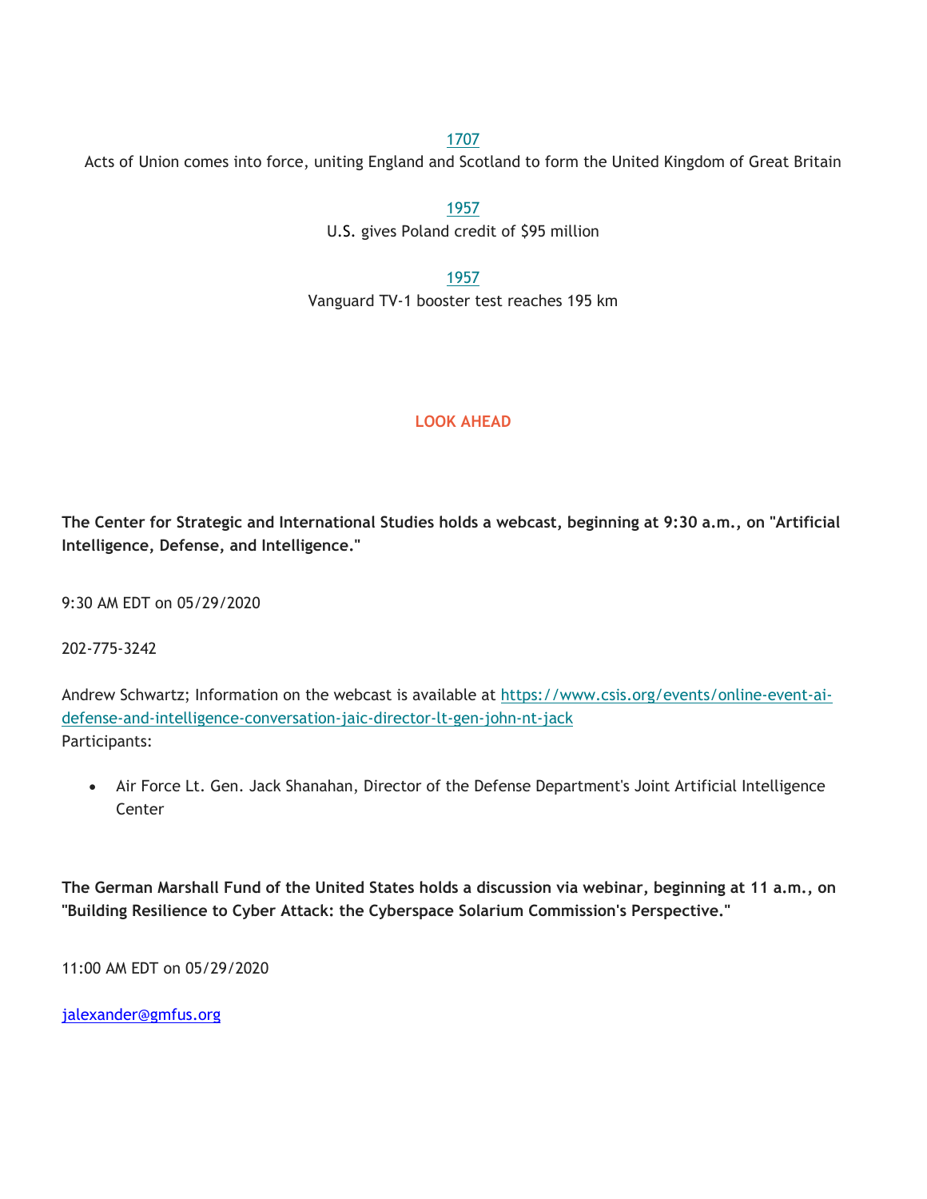[1707](#)

Acts of Union comes into force, uniting England and Scotland to form the United Kingdom of Great Britain

[1957](#)

U.S. gives Poland credit of $95 million

[1957](#)

Vanguard TV-1 booster test reaches 195 km

## LOOK AHEAD

**The Center for Strategic and International Studies holds a webcast, beginning at 9:30 a.m., on "Artificial Intelligence, Defense, and Intelligence."**

9:30 AM EDT on 05/29/2020

202-775-3242

Andrew Schwartz; Information on the webcast is available at [https://www.csis.org/events/online-event-ai-defense-and-intelligence-conversation-jaic-director-lt-gen-john-nt-jack](https://www.csis.org/events/online-event-ai-defense-and-intelligence-conversation-jaic-director-lt-gen-john-nt-jack)
Participants:

- Air Force Lt. Gen. Jack Shanahan, Director of the Defense Department's Joint Artificial Intelligence Center

**The German Marshall Fund of the United States holds a discussion via webinar, beginning at 11 a.m., on "Building Resilience to Cyber Attack: the Cyberspace Solarium Commission's Perspective."**

11:00 AM EDT on 05/29/2020

[jalexander@gmfus.org](mailto:jalexander@gmfus.org)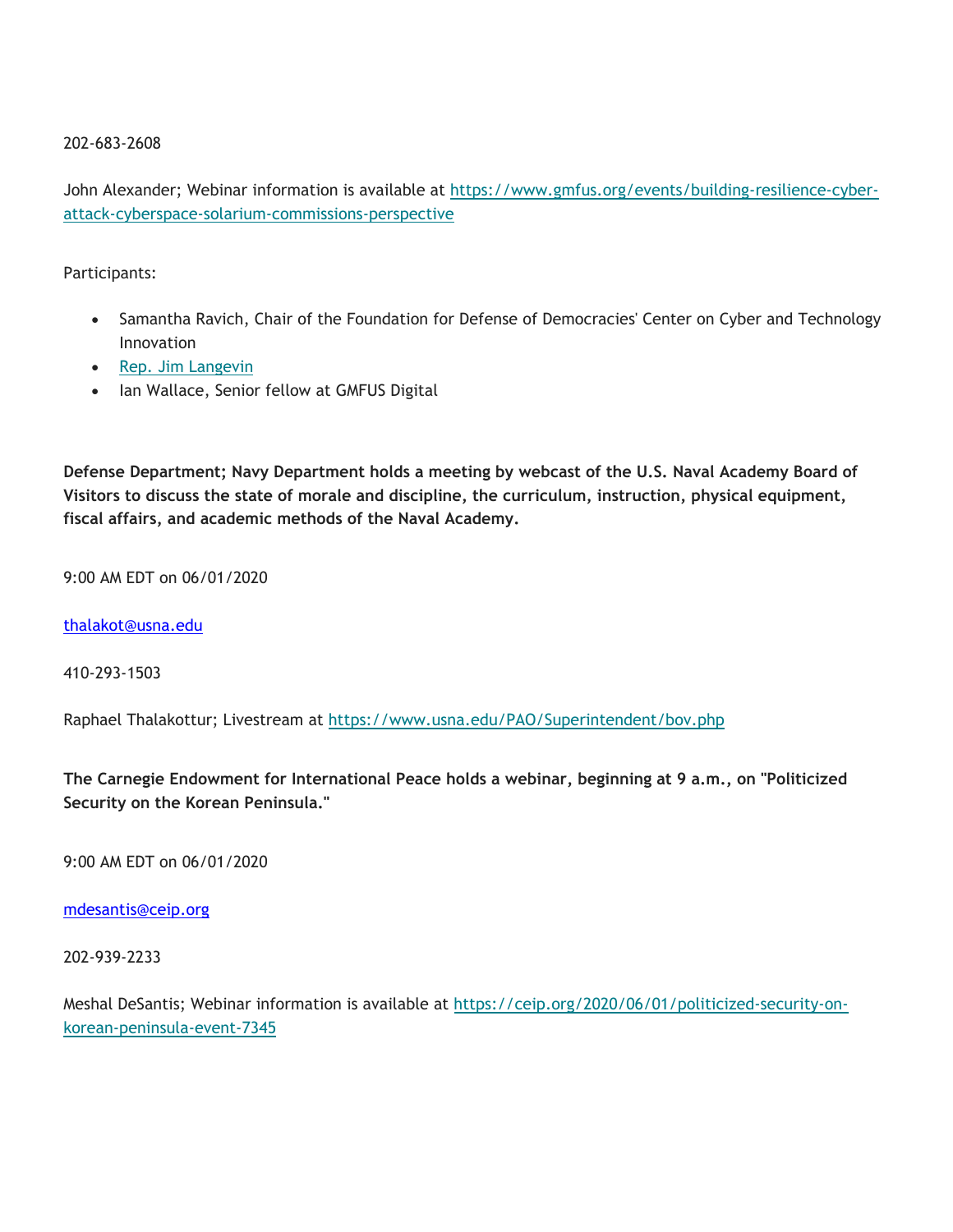202-683-2608

John Alexander; Webinar information is available at [https://www.gmfus.org/events/building-resilience-cyber-attack-cyberspace-solarium-commissions-perspective](https://www.gmfus.org/events/building-resilience-cyber-attack-cyberspace-solarium-commissions-perspective)

Participants:

- Samantha Ravich, Chair of the Foundation for Defense of Democracies' Center on Cyber and Technology Innovation
- Rep. Jim Langevin
- Ian Wallace, Senior fellow at GMFUS Digital

**Defense Department; Navy Department holds a meeting by webcast of the U.S. Naval Academy Board of Visitors to discuss the state of morale and discipline, the curriculum, instruction, physical equipment, fiscal affairs, and academic methods of the Naval Academy.**

9:00 AM EDT on 06/01/2020

thalakot@usna.edu

410-293-1503

Raphael Thalakottur; Livestream at [https://www.usna.edu/PAO/Superintendent/bov.php](https://www.usna.edu/PAO/Superintendent/bov.php)

**The Carnegie Endowment for International Peace holds a webinar, beginning at 9 a.m., on "Politicized Security on the Korean Peninsula."**

9:00 AM EDT on 06/01/2020

mdesantis@ceip.org

202-939-2233

Meshal DeSantis; Webinar information is available at [https://ceip.org/2020/06/01/politicized-security-on-korean-peninsula-event-7345](https://ceip.org/2020/06/01/politicized-security-on-korean-peninsula-event-7345)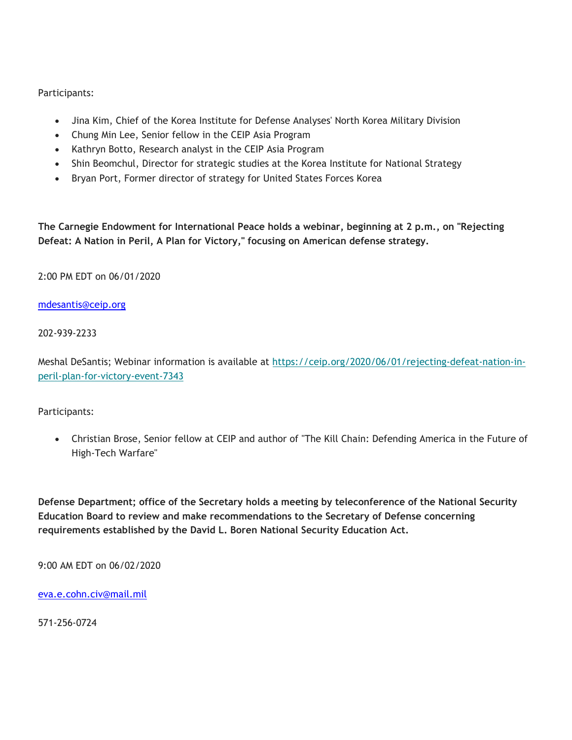Participants:

- Jina Kim, Chief of the Korea Institute for Defense Analyses' North Korea Military Division
- Chung Min Lee, Senior fellow in the CEIP Asia Program
- Kathryn Botto, Research analyst in the CEIP Asia Program
- Shin Beomchul, Director for strategic studies at the Korea Institute for National Strategy
- Bryan Port, Former director of strategy for United States Forces Korea

**The Carnegie Endowment for International Peace holds a webinar, beginning at 2 p.m., on "Rejecting Defeat: A Nation in Peril, A Plan for Victory," focusing on American defense strategy.**

2:00 PM EDT on 06/01/2020

mdesantis@ceip.org

202-939-2233

Meshal DeSantis; Webinar information is available at https://ceip.org/2020/06/01/rejecting-defeat-nation-in-peril-plan-for-victory-event-7343

Participants:

- Christian Brose, Senior fellow at CEIP and author of "The Kill Chain: Defending America in the Future of High-Tech Warfare"

**Defense Department; office of the Secretary holds a meeting by teleconference of the National Security Education Board to review and make recommendations to the Secretary of Defense concerning requirements established by the David L. Boren National Security Education Act.**

9:00 AM EDT on 06/02/2020

eva.e.cohn.civ@mail.mil

571-256-0724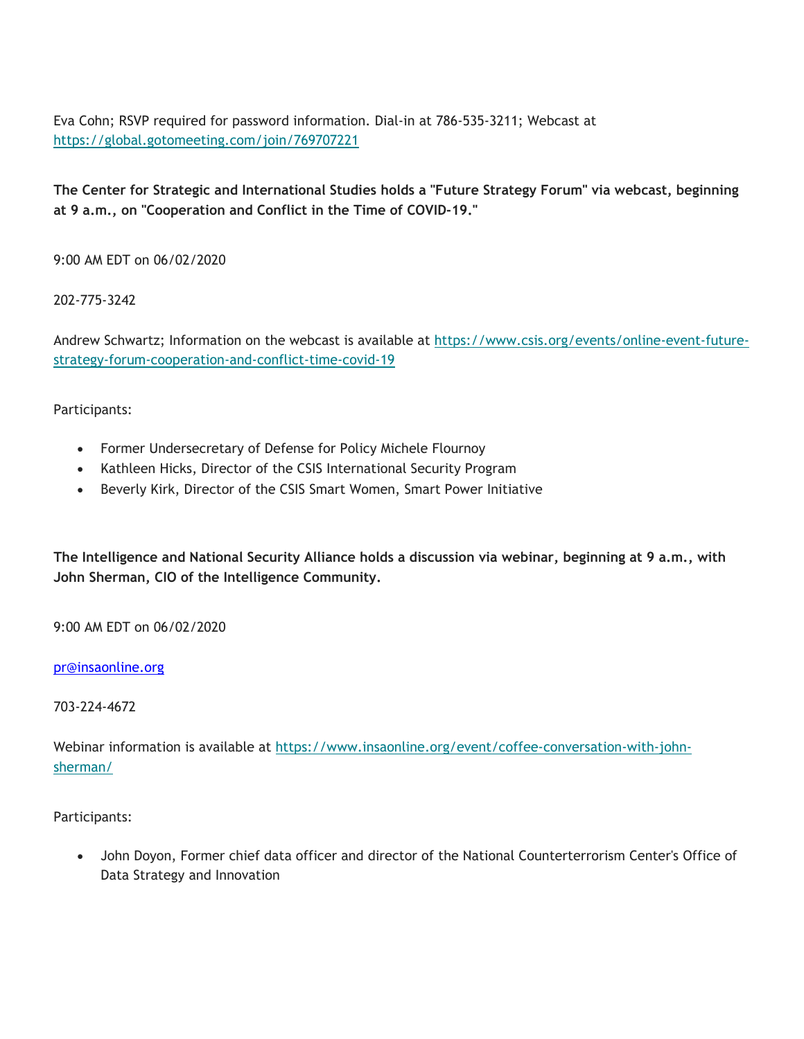Eva Cohn; RSVP required for password information. Dial-in at 786-535-3211; Webcast at https://global.gotomeeting.com/join/769707221

**The Center for Strategic and International Studies holds a "Future Strategy Forum" via webcast, beginning at 9 a.m., on "Cooperation and Conflict in the Time of COVID-19."**

9:00 AM EDT on 06/02/2020

202-775-3242

Andrew Schwartz; Information on the webcast is available at https://www.csis.org/events/online-event-future-strategy-forum-cooperation-and-conflict-time-covid-19

Participants:

- Former Undersecretary of Defense for Policy Michele Flournoy
- Kathleen Hicks, Director of the CSIS International Security Program
- Beverly Kirk, Director of the CSIS Smart Women, Smart Power Initiative

**The Intelligence and National Security Alliance holds a discussion via webinar, beginning at 9 a.m., with John Sherman, CIO of the Intelligence Community.**

9:00 AM EDT on 06/02/2020

pr@insaonline.org

703-224-4672

Webinar information is available at https://www.insaonline.org/event/coffee-conversation-with-john-sherman/

Participants:

- John Doyon, Former chief data officer and director of the National Counterterrorism Center's Office of Data Strategy and Innovation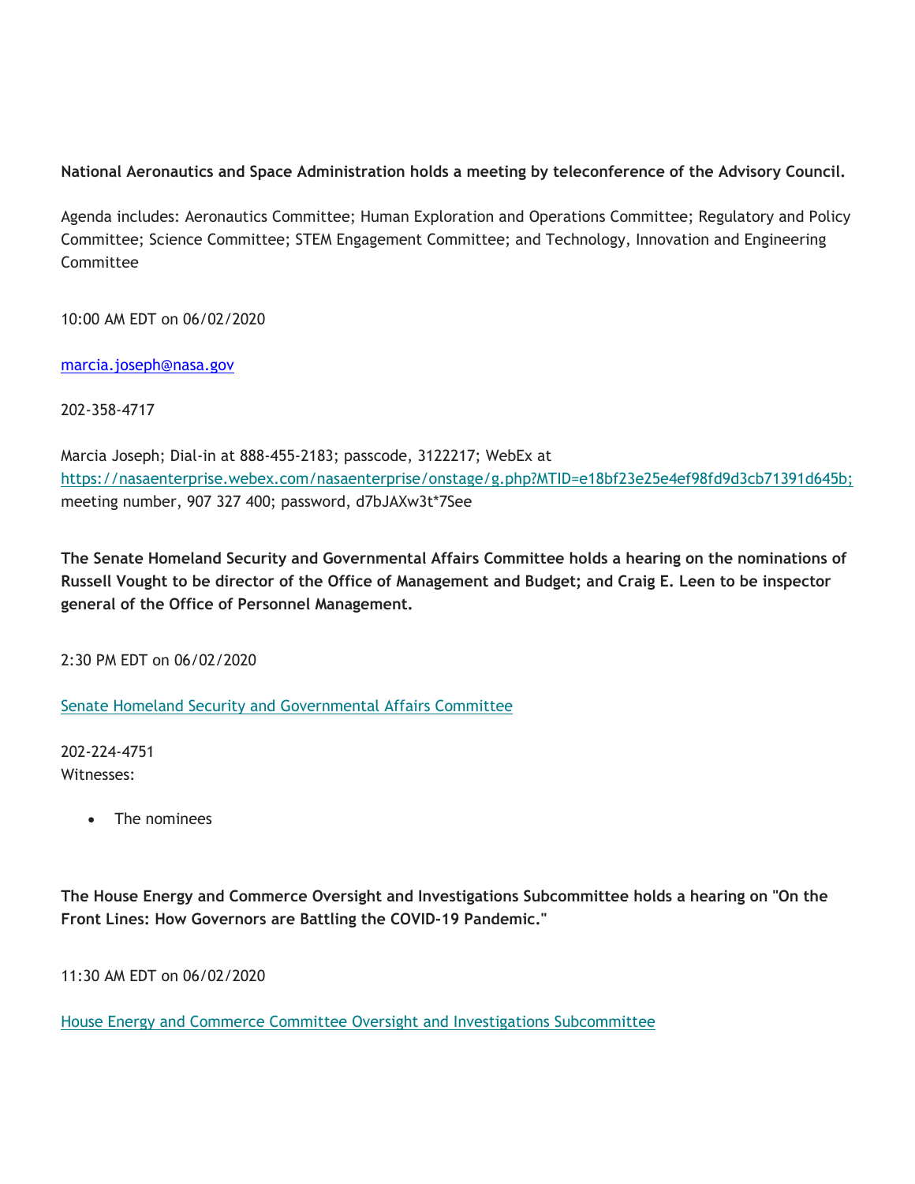**National Aeronautics and Space Administration holds a meeting by teleconference of the Advisory Council.**

Agenda includes: Aeronautics Committee; Human Exploration and Operations Committee; Regulatory and Policy Committee; Science Committee; STEM Engagement Committee; and Technology, Innovation and Engineering Committee

10:00 AM EDT on 06/02/2020

[marcia.joseph@nasa.gov](mailto:marcia.joseph@nasa.gov)

202-358-4717

Marcia Joseph; Dial-in at 888-455-2183; passcode, 3122217; WebEx at https://nasaenterprise.webex.com/nasaenterprise/onstage/g.php?MTID=e18bf23e25e4ef98fd9d3cb71391d645b; meeting number, 907 327 400; password, d7bJAXw3t*7See

**The Senate Homeland Security and Governmental Affairs Committee holds a hearing on the nominations of Russell Vought to be director of the Office of Management and Budget; and Craig E. Leen to be inspector general of the Office of Personnel Management.**

2:30 PM EDT on 06/02/2020

Senate Homeland Security and Governmental Affairs Committee

202-224-4751
Witnesses:

- The nominees

**The House Energy and Commerce Oversight and Investigations Subcommittee holds a hearing on "On the Front Lines: How Governors are Battling the COVID-19 Pandemic."**

11:30 AM EDT on 06/02/2020

House Energy and Commerce Committee Oversight and Investigations Subcommittee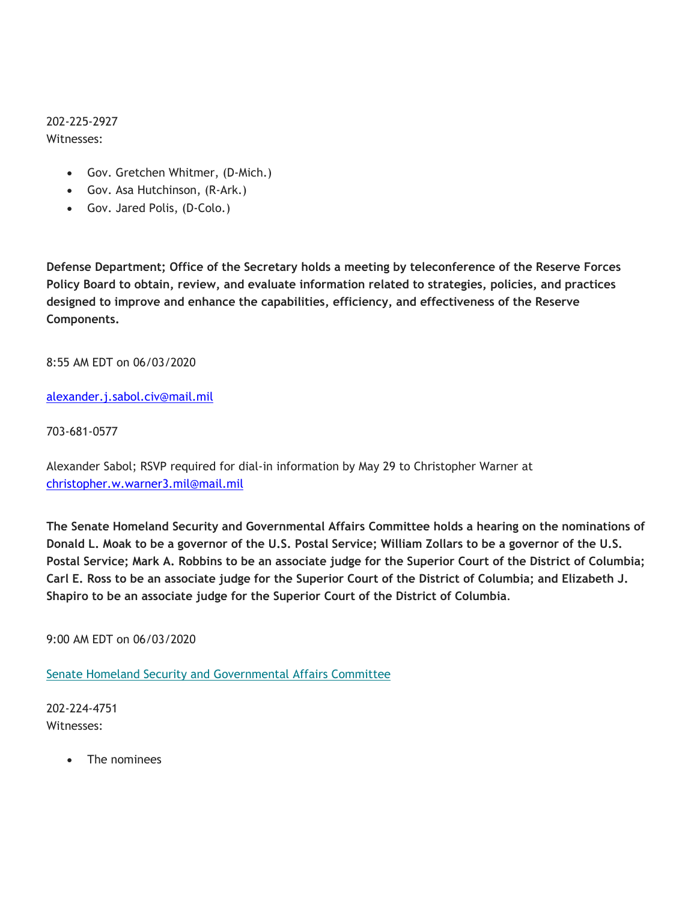202-225-2927
Witnesses:

- Gov. Gretchen Whitmer, (D-Mich.)
- Gov. Asa Hutchinson, (R-Ark.)
- Gov. Jared Polis, (D-Colo.)

**Defense Department; Office of the Secretary holds a meeting by teleconference of the Reserve Forces Policy Board to obtain, review, and evaluate information related to strategies, policies, and practices designed to improve and enhance the capabilities, efficiency, and effectiveness of the Reserve Components.**

8:55 AM EDT on 06/03/2020

alexander.j.sabol.civ@mail.mil

703-681-0577

Alexander Sabol; RSVP required for dial-in information by May 29 to Christopher Warner at christopher.w.warner3.mil@mail.mil

**The Senate Homeland Security and Governmental Affairs Committee holds a hearing on the nominations of Donald L. Moak to be a governor of the U.S. Postal Service; William Zollars to be a governor of the U.S. Postal Service; Mark A. Robbins to be an associate judge for the Superior Court of the District of Columbia; Carl E. Ross to be an associate judge for the Superior Court of the District of Columbia; and Elizabeth J. Shapiro to be an associate judge for the Superior Court of the District of Columbia.**

9:00 AM EDT on 06/03/2020

Senate Homeland Security and Governmental Affairs Committee

202-224-4751
Witnesses:

- The nominees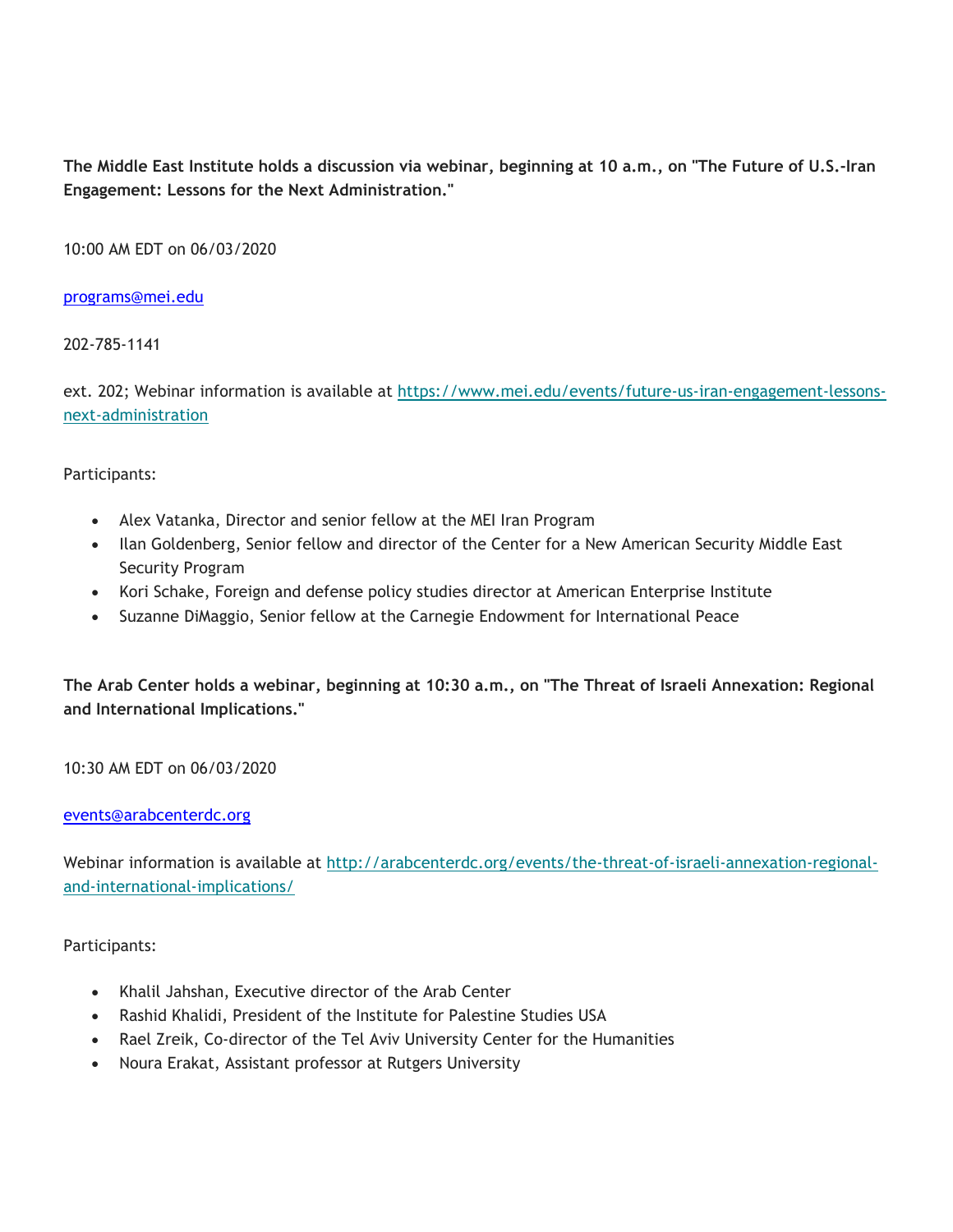**The Middle East Institute holds a discussion via webinar, beginning at 10 a.m., on "The Future of U.S.-Iran Engagement: Lessons for the Next Administration."**

10:00 AM EDT on 06/03/2020

programs@mei.edu

202-785-1141

ext. 202; Webinar information is available at https://www.mei.edu/events/future-us-iran-engagement-lessons-next-administration

Participants:

- Alex Vatanka, Director and senior fellow at the MEI Iran Program
- Ilan Goldenberg, Senior fellow and director of the Center for a New American Security Middle East Security Program
- Kori Schake, Foreign and defense policy studies director at American Enterprise Institute
- Suzanne DiMaggio, Senior fellow at the Carnegie Endowment for International Peace

**The Arab Center holds a webinar, beginning at 10:30 a.m., on "The Threat of Israeli Annexation: Regional and International Implications."**

10:30 AM EDT on 06/03/2020

events@arabcenterdc.org

Webinar information is available at http://arabcenterdc.org/events/the-threat-of-israeli-annexation-regional-and-international-implications/

Participants:

- Khalil Jahshan, Executive director of the Arab Center
- Rashid Khalidi, President of the Institute for Palestine Studies USA
- Rael Zreik, Co-director of the Tel Aviv University Center for the Humanities
- Noura Erakat, Assistant professor at Rutgers University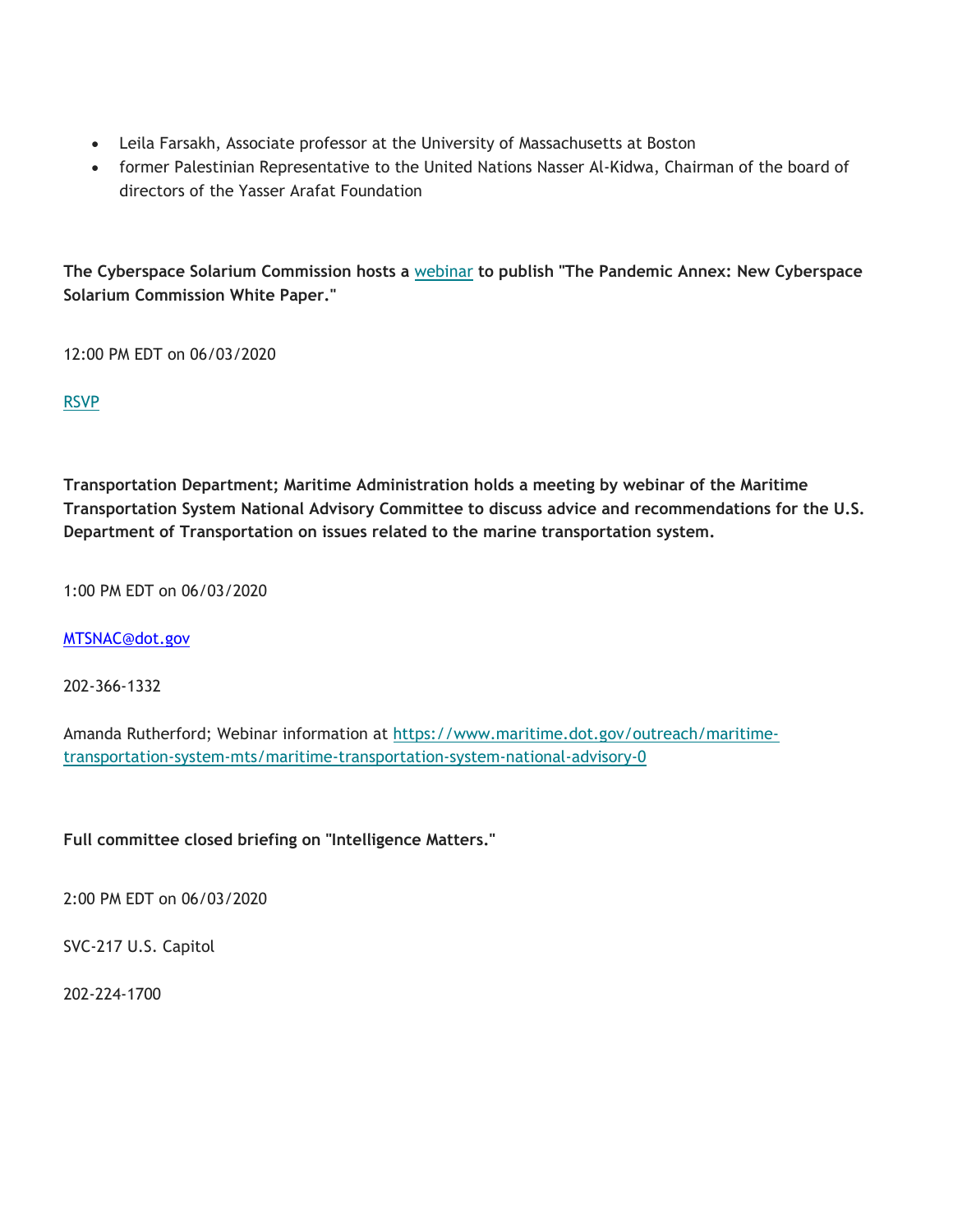- Leila Farsakh, Associate professor at the University of Massachusetts at Boston
- former Palestinian Representative to the United Nations Nasser Al-Kidwa, Chairman of the board of directors of the Yasser Arafat Foundation

**The Cyberspace Solarium Commission hosts a webinar to publish "The Pandemic Annex: New Cyberspace Solarium Commission White Paper."**

12:00 PM EDT on 06/03/2020

RSVP

**Transportation Department; Maritime Administration holds a meeting by webinar of the Maritime Transportation System National Advisory Committee to discuss advice and recommendations for the U.S. Department of Transportation on issues related to the marine transportation system.**

1:00 PM EDT on 06/03/2020

MTSNAC@dot.gov

202-366-1332

Amanda Rutherford; Webinar information at https://www.maritime.dot.gov/outreach/maritime-transportation-system-mts/maritime-transportation-system-national-advisory-0

**Full committee closed briefing on "Intelligence Matters."**

2:00 PM EDT on 06/03/2020

SVC-217 U.S. Capitol

202-224-1700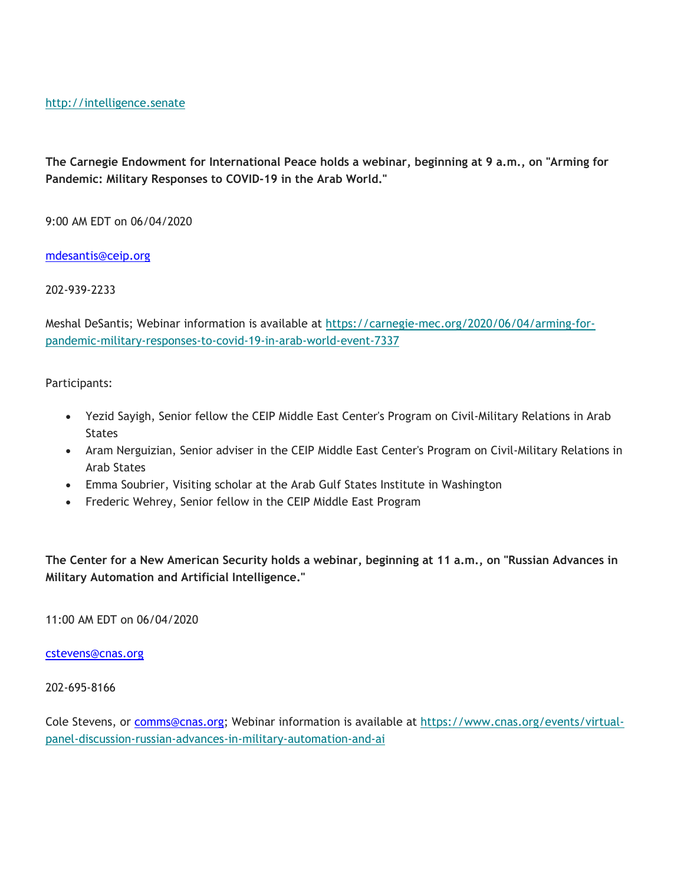http://intelligence.senate

**The Carnegie Endowment for International Peace holds a webinar, beginning at 9 a.m., on "Arming for Pandemic: Military Responses to COVID-19 in the Arab World."**

9:00 AM EDT on 06/04/2020

mdesantis@ceip.org

202-939-2233

Meshal DeSantis; Webinar information is available at https://carnegie-mec.org/2020/06/04/arming-for-pandemic-military-responses-to-covid-19-in-arab-world-event-7337

Participants:

- Yezid Sayigh, Senior fellow the CEIP Middle East Center's Program on Civil-Military Relations in Arab States
- Aram Nerguizian, Senior adviser in the CEIP Middle East Center's Program on Civil-Military Relations in Arab States
- Emma Soubrier, Visiting scholar at the Arab Gulf States Institute in Washington
- Frederic Wehrey, Senior fellow in the CEIP Middle East Program

**The Center for a New American Security holds a webinar, beginning at 11 a.m., on "Russian Advances in Military Automation and Artificial Intelligence."**

11:00 AM EDT on 06/04/2020

cstevens@cnas.org

202-695-8166

Cole Stevens, or comms@cnas.org; Webinar information is available at https://www.cnas.org/events/virtual-panel-discussion-russian-advances-in-military-automation-and-ai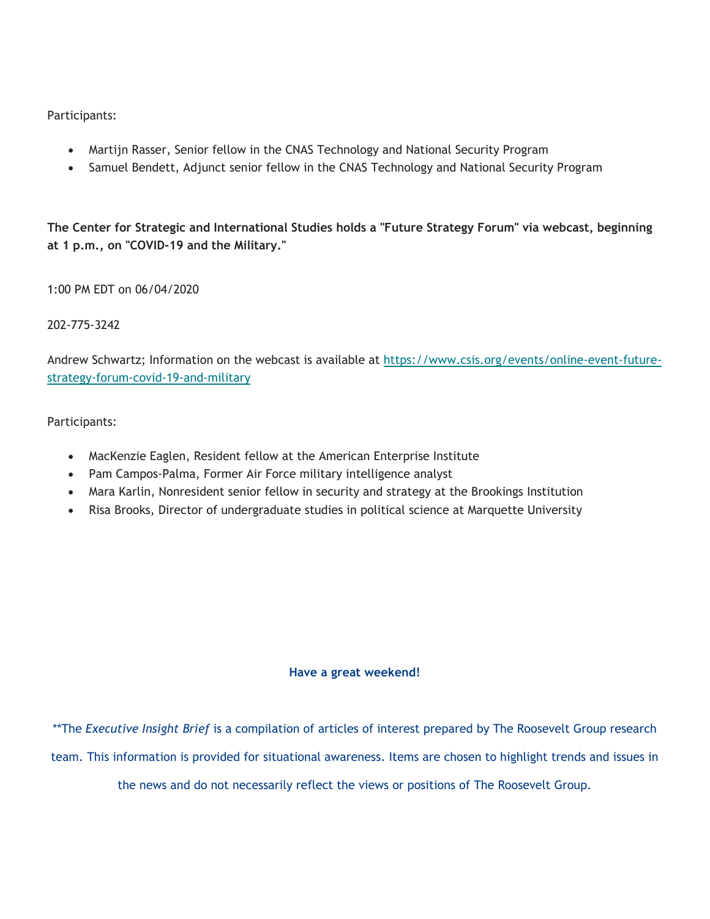Participants:

- Martijn Rasser, Senior fellow in the CNAS Technology and National Security Program
- Samuel Bendett, Adjunct senior fellow in the CNAS Technology and National Security Program

**The Center for Strategic and International Studies holds a "Future Strategy Forum" via webcast, beginning at 1 p.m., on "COVID-19 and the Military."**

1:00 PM EDT on 06/04/2020

202-775-3242

Andrew Schwartz; Information on the webcast is available at [https://www.csis.org/events/online-event-future-strategy-forum-covid-19-and-military](https://www.csis.org/events/online-event-future-strategy-forum-covid-19-and-military)

Participants:

- MacKenzie Eaglen, Resident fellow at the American Enterprise Institute
- Pam Campos-Palma, Former Air Force military intelligence analyst
- Mara Karlin, Nonresident senior fellow in security and strategy at the Brookings Institution
- Risa Brooks, Director of undergraduate studies in political science at Marquette University

**Have a great weekend!**

**The *Executive Insight Brief* is a compilation of articles of interest prepared by The Roosevelt Group research team. This information is provided for situational awareness. Items are chosen to highlight trends and issues in the news and do not necessarily reflect the views or positions of The Roosevelt Group.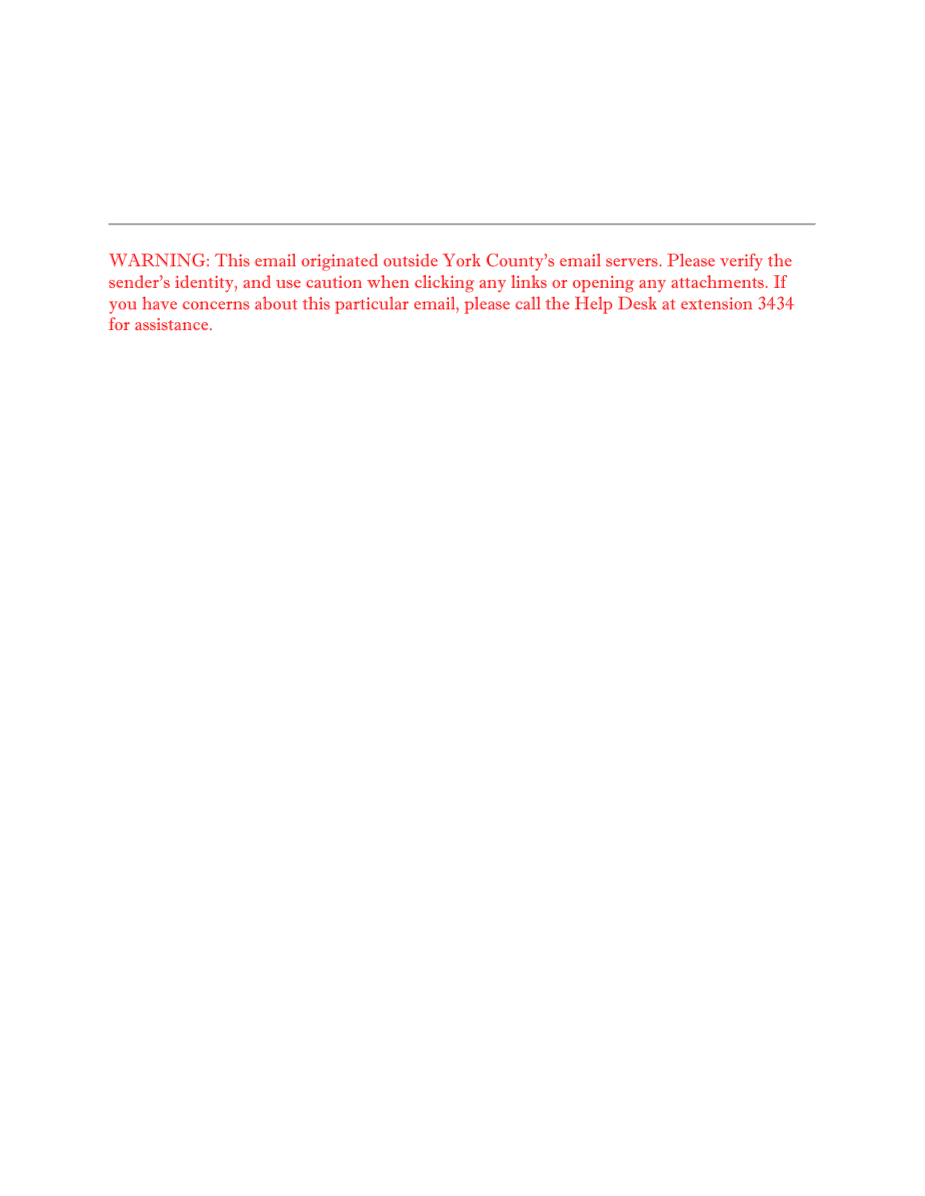---

WARNING: This email originated outside York County's email servers. Please verify the sender's identity, and use caution when clicking any links or opening any attachments. If you have concerns about this particular email, please call the Help Desk at extension 3434 for assistance.